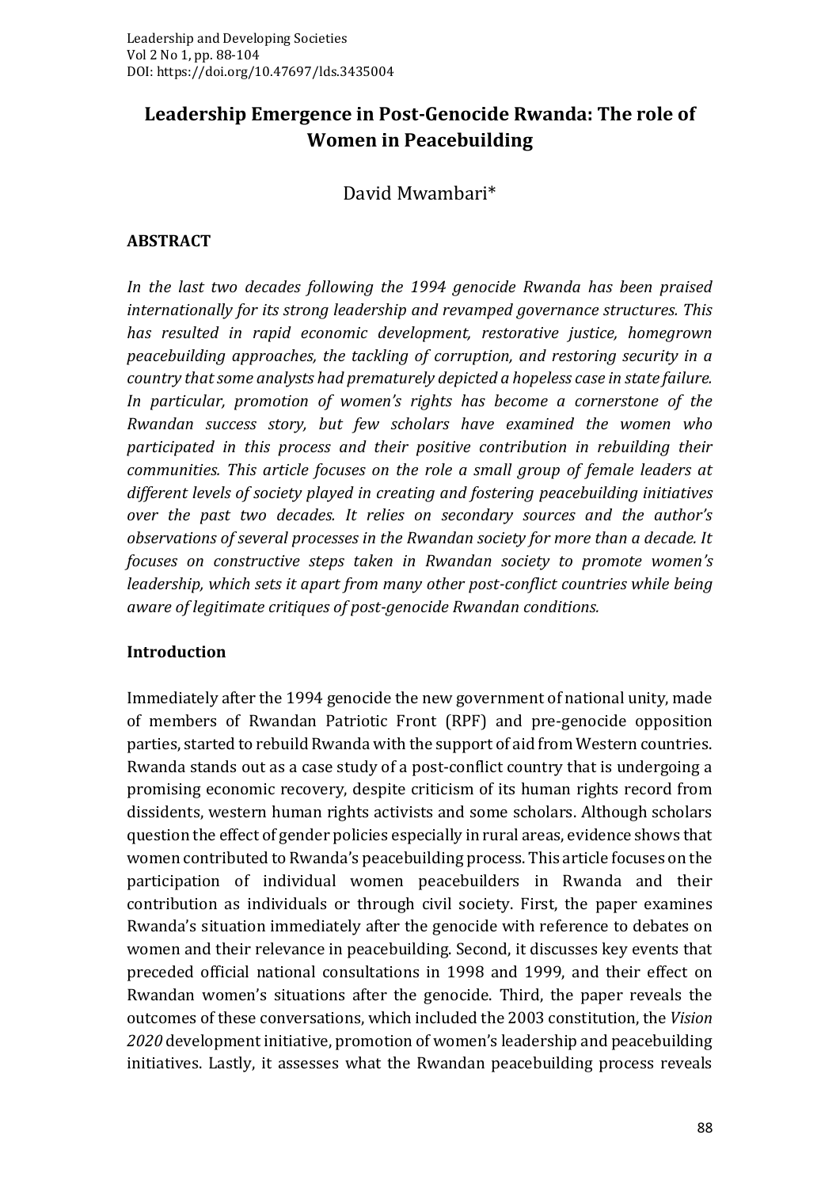# Leadership Emergence in Post-Genocide Rwanda: The role of Women in Peacebuilding

David Mwambari*

## ABSTRACT

*In the last two decades following the 1994 genocide Rwanda has been praised internationally for its strong leadership and revamped governance structures. This has resulted in rapid economic development, restorative justice, homegrown peacebuilding approaches, the tackling of corruption, and restoring security in a country that some analysts had prematurely depicted a hopeless case in state failure. In particular, promotion of women's rights has become a cornerstone of the Rwandan success story, but few scholars have examined the women who participated in this process and their positive contribution in rebuilding their communities. This article focuses on the role a small group of female leaders at different levels of society played in creating and fostering peacebuilding initiatives over the past two decades. It relies on secondary sources and the author's observations of several processes in the Rwandan society for more than a decade. It focuses on constructive steps taken in Rwandan society to promote women's leadership, which sets it apart from many other post-conflict countries while being aware of legitimate critiques of post-genocide Rwandan conditions.*

## Introduction

Immediately after the 1994 genocide the new government of national unity, made of members of Rwandan Patriotic Front (RPF) and pre-genocide opposition parties, started to rebuild Rwanda with the support of aid from Western countries. Rwanda stands out as a case study of a post-conflict country that is undergoing a promising economic recovery, despite criticism of its human rights record from dissidents, western human rights activists and some scholars. Although scholars question the effect of gender policies especially in rural areas, evidence shows that women contributed to Rwanda's peacebuilding process. This article focuses on the participation of individual women peacebuilders in Rwanda and their contribution as individuals or through civil society. First, the paper examines Rwanda's situation immediately after the genocide with reference to debates on women and their relevance in peacebuilding. Second, it discusses key events that preceded official national consultations in 1998 and 1999, and their effect on Rwandan women's situations after the genocide. Third, the paper reveals the outcomes of these conversations, which included the 2003 constitution, the *Vision 2020* development initiative, promotion of women's leadership and peacebuilding initiatives. Lastly, it assesses what the Rwandan peacebuilding process reveals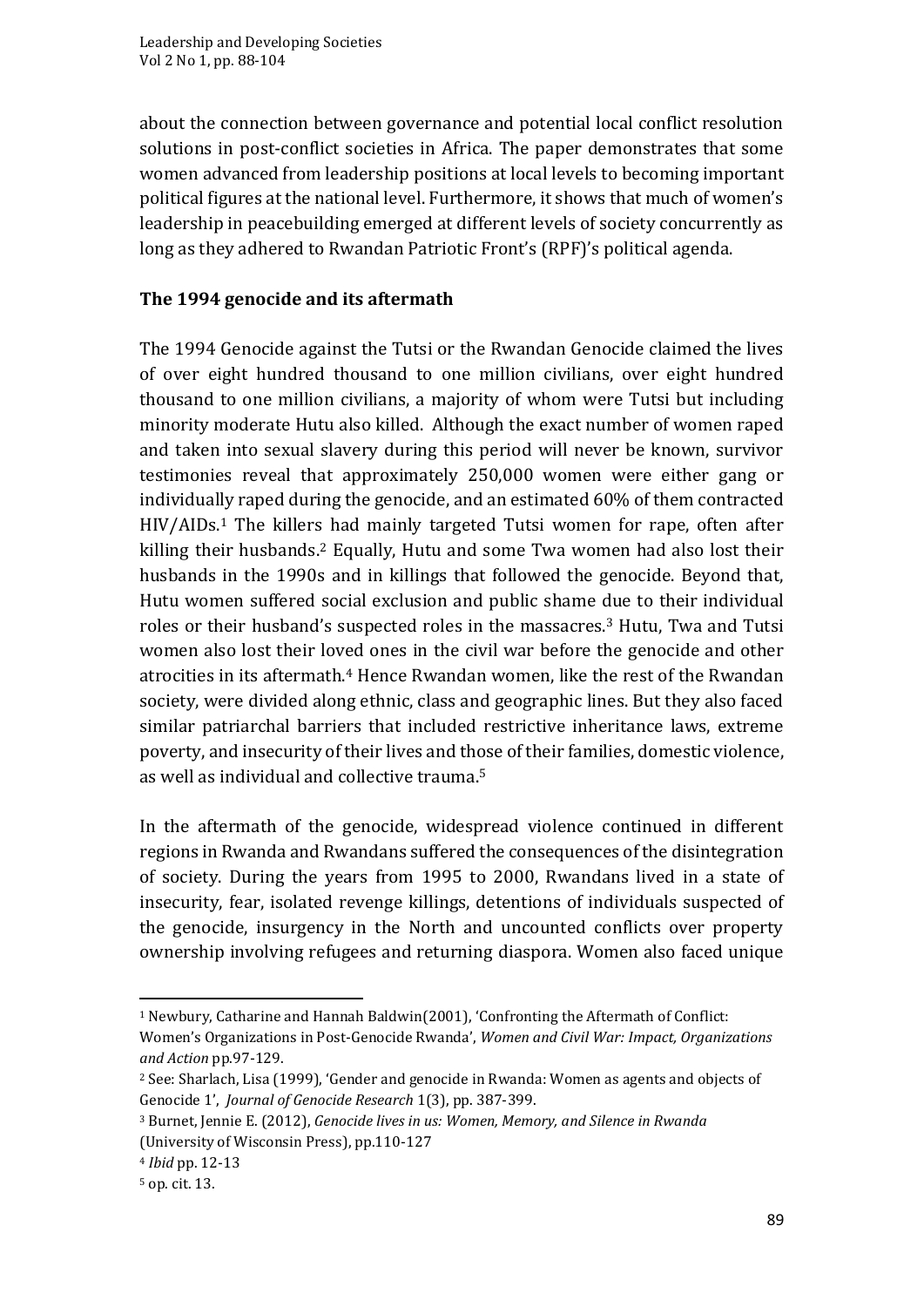about the connection between governance and potential local conflict resolution solutions in post-conflict societies in Africa. The paper demonstrates that some women advanced from leadership positions at local levels to becoming important political figures at the national level. Furthermore, it shows that much of women's leadership in peacebuilding emerged at different levels of society concurrently as long as they adhered to Rwandan Patriotic Front's (RPF)'s political agenda.

## The 1994 genocide and its aftermath

The 1994 Genocide against the Tutsi or the Rwandan Genocide claimed the lives of over eight hundred thousand to one million civilians, over eight hundred thousand to one million civilians, a majority of whom were Tutsi but including minority moderate Hutu also killed. Although the exact number of women raped and taken into sexual slavery during this period will never be known, survivor testimonies reveal that approximately 250,000 women were either gang or individually raped during the genocide, and an estimated 60% of them contracted HIV/AIDs.[1] The killers had mainly targeted Tutsi women for rape, often after killing their husbands.[2] Equally, Hutu and some Twa women had also lost their husbands in the 1990s and in killings that followed the genocide. Beyond that, Hutu women suffered social exclusion and public shame due to their individual roles or their husband's suspected roles in the massacres.[3] Hutu, Twa and Tutsi women also lost their loved ones in the civil war before the genocide and other atrocities in its aftermath.[4] Hence Rwandan women, like the rest of the Rwandan society, were divided along ethnic, class and geographic lines. But they also faced similar patriarchal barriers that included restrictive inheritance laws, extreme poverty, and insecurity of their lives and those of their families, domestic violence, as well as individual and collective trauma.[5]

In the aftermath of the genocide, widespread violence continued in different regions in Rwanda and Rwandans suffered the consequences of the disintegration of society. During the years from 1995 to 2000, Rwandans lived in a state of insecurity, fear, isolated revenge killings, detentions of individuals suspected of the genocide, insurgency in the North and uncounted conflicts over property ownership involving refugees and returning diaspora. Women also faced unique

---

[1] Newbury, Catharine and Hannah Baldwin(2001), 'Confronting the Aftermath of Conflict: Women's Organizations in Post-Genocide Rwanda', *Women and Civil War: Impact, Organizations and Action* pp.97-129.

[2] See: Sharlach, Lisa (1999), 'Gender and genocide in Rwanda: Women as agents and objects of Genocide 1', *Journal of Genocide Research* 1(3), pp. 387-399.

[3] Burnet, Jennie E. (2012), *Genocide lives in us: Women, Memory, and Silence in Rwanda* (University of Wisconsin Press), pp.110-127

[4] *Ibid* pp. 12-13

[5] op. cit. 13.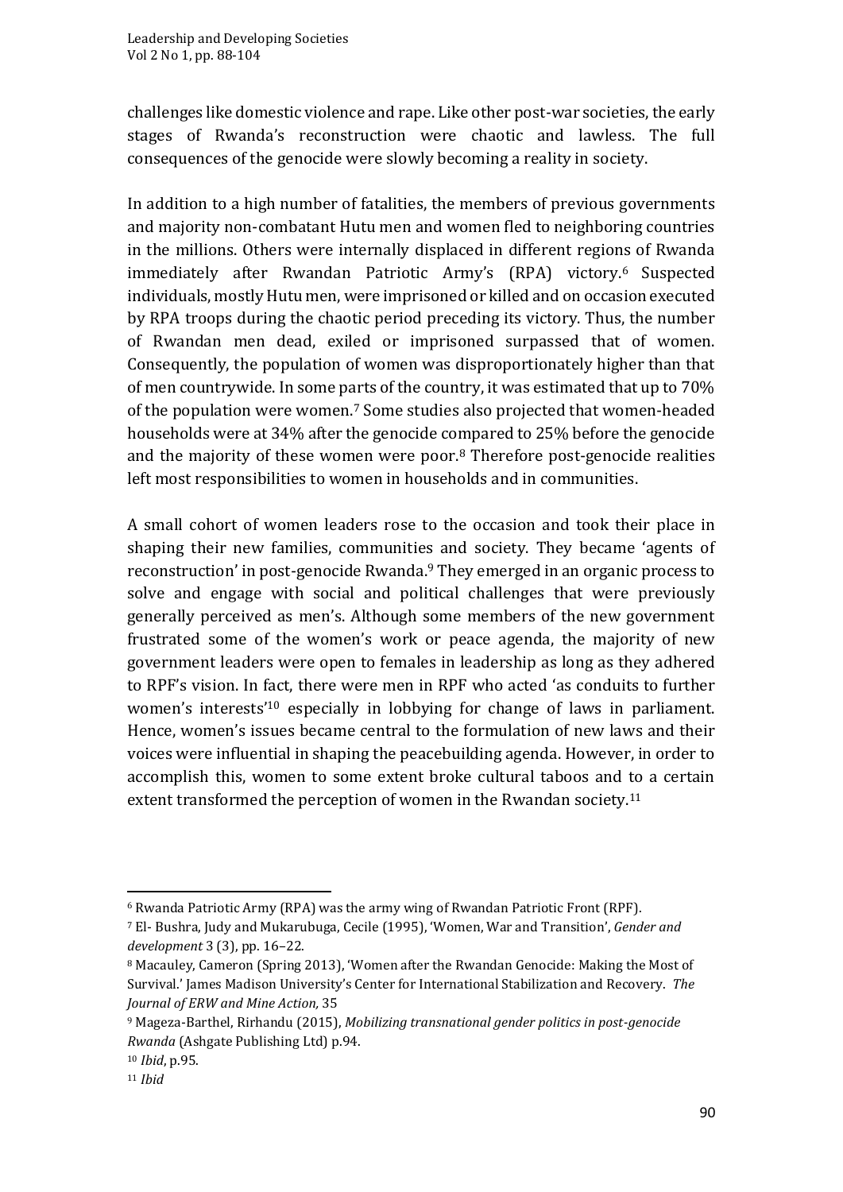challenges like domestic violence and rape. Like other post-war societies, the early stages of Rwanda's reconstruction were chaotic and lawless. The full consequences of the genocide were slowly becoming a reality in society.

In addition to a high number of fatalities, the members of previous governments and majority non-combatant Hutu men and women fled to neighboring countries in the millions. Others were internally displaced in different regions of Rwanda immediately after Rwandan Patriotic Army's (RPA) victory.[6] Suspected individuals, mostly Hutu men, were imprisoned or killed and on occasion executed by RPA troops during the chaotic period preceding its victory. Thus, the number of Rwandan men dead, exiled or imprisoned surpassed that of women. Consequently, the population of women was disproportionately higher than that of men countrywide. In some parts of the country, it was estimated that up to 70% of the population were women.[7] Some studies also projected that women-headed households were at 34% after the genocide compared to 25% before the genocide and the majority of these women were poor.[8] Therefore post-genocide realities left most responsibilities to women in households and in communities.

A small cohort of women leaders rose to the occasion and took their place in shaping their new families, communities and society. They became 'agents of reconstruction' in post-genocide Rwanda.[9] They emerged in an organic process to solve and engage with social and political challenges that were previously generally perceived as men's. Although some members of the new government frustrated some of the women's work or peace agenda, the majority of new government leaders were open to females in leadership as long as they adhered to RPF's vision. In fact, there were men in RPF who acted 'as conduits to further women's interests'[10] especially in lobbying for change of laws in parliament. Hence, women's issues became central to the formulation of new laws and their voices were influential in shaping the peacebuilding agenda. However, in order to accomplish this, women to some extent broke cultural taboos and to a certain extent transformed the perception of women in the Rwandan society.[11]

---

[6] Rwanda Patriotic Army (RPA) was the army wing of Rwandan Patriotic Front (RPF).

[7] El- Bushra, Judy and Mukarubuga, Cecile (1995), 'Women, War and Transition', *Gender and development* 3 (3), pp. 16–22.

[8] Macauley, Cameron (Spring 2013), 'Women after the Rwandan Genocide: Making the Most of Survival.' James Madison University's Center for International Stabilization and Recovery. *The Journal of ERW and Mine Action,* 35

[9] Mageza-Barthel, Rirhandu (2015), *Mobilizing transnational gender politics in post-genocide Rwanda* (Ashgate Publishing Ltd) p.94.

[10] *Ibid*, p.95.

[11] *Ibid*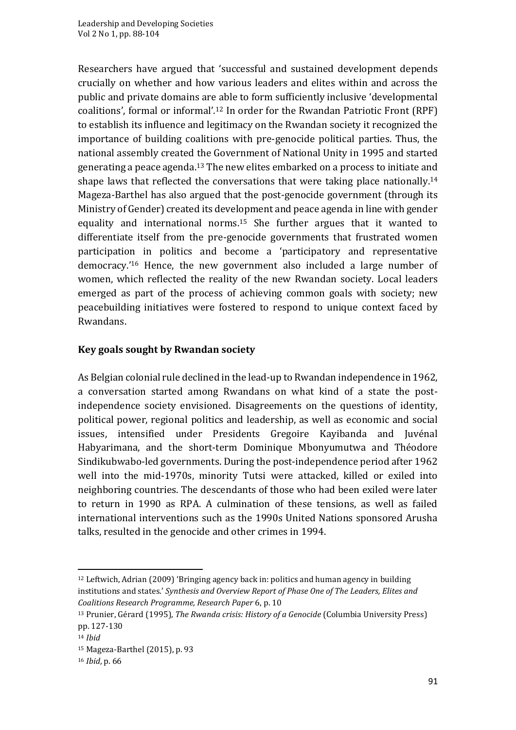Researchers have argued that 'successful and sustained development depends crucially on whether and how various leaders and elites within and across the public and private domains are able to form sufficiently inclusive 'developmental coalitions', formal or informal'.[12] In order for the Rwandan Patriotic Front (RPF) to establish its influence and legitimacy on the Rwandan society it recognized the importance of building coalitions with pre-genocide political parties. Thus, the national assembly created the Government of National Unity in 1995 and started generating a peace agenda.[13] The new elites embarked on a process to initiate and shape laws that reflected the conversations that were taking place nationally.[14] Mageza-Barthel has also argued that the post-genocide government (through its Ministry of Gender) created its development and peace agenda in line with gender equality and international norms.[15] She further argues that it wanted to differentiate itself from the pre-genocide governments that frustrated women participation in politics and become a 'participatory and representative democracy.'[16] Hence, the new government also included a large number of women, which reflected the reality of the new Rwandan society. Local leaders emerged as part of the process of achieving common goals with society; new peacebuilding initiatives were fostered to respond to unique context faced by Rwandans.

## Key goals sought by Rwandan society

As Belgian colonial rule declined in the lead-up to Rwandan independence in 1962, a conversation started among Rwandans on what kind of a state the post-independence society envisioned. Disagreements on the questions of identity, political power, regional politics and leadership, as well as economic and social issues, intensified under Presidents Gregoire Kayibanda and Juvénal Habyarimana, and the short-term Dominique Mbonyumutwa and Théodore Sindikubwabo-led governments. During the post-independence period after 1962 well into the mid-1970s, minority Tutsi were attacked, killed or exiled into neighboring countries. The descendants of those who had been exiled were later to return in 1990 as RPA. A culmination of these tensions, as well as failed international interventions such as the 1990s United Nations sponsored Arusha talks, resulted in the genocide and other crimes in 1994.

---

[12] Leftwich, Adrian (2009) 'Bringing agency back in: politics and human agency in building institutions and states.' *Synthesis and Overview Report of Phase One of The Leaders, Elites and Coalitions Research Programme, Research Paper* 6, p. 10

[13] Prunier, Gérard (1995), *The Rwanda crisis: History of a Genocide* (Columbia University Press) pp. 127-130

[14] *Ibid*

[15] Mageza-Barthel (2015), p. 93

[16] *Ibid*, p. 66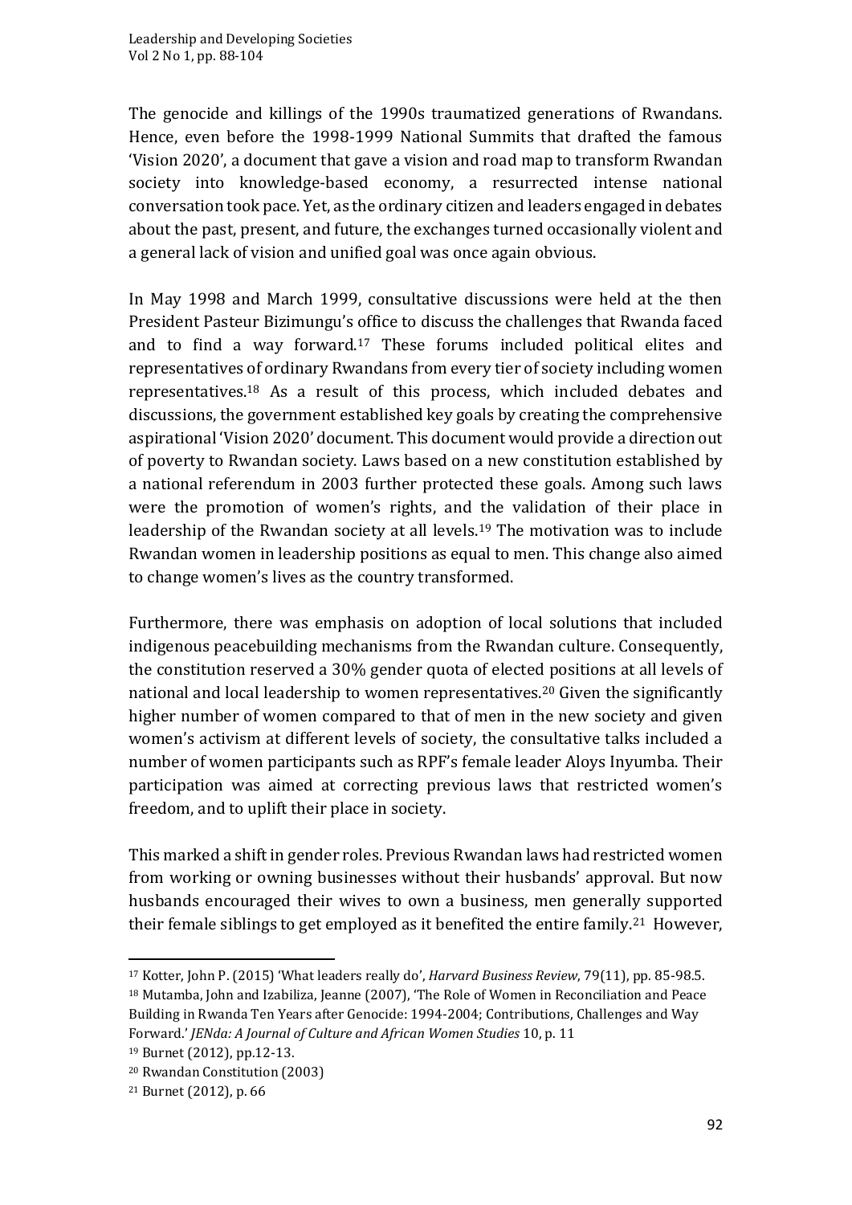The genocide and killings of the 1990s traumatized generations of Rwandans. Hence, even before the 1998-1999 National Summits that drafted the famous 'Vision 2020', a document that gave a vision and road map to transform Rwandan society into knowledge-based economy, a resurrected intense national conversation took pace. Yet, as the ordinary citizen and leaders engaged in debates about the past, present, and future, the exchanges turned occasionally violent and a general lack of vision and unified goal was once again obvious.

In May 1998 and March 1999, consultative discussions were held at the then President Pasteur Bizimungu's office to discuss the challenges that Rwanda faced and to find a way forward.[17] These forums included political elites and representatives of ordinary Rwandans from every tier of society including women representatives.[18] As a result of this process, which included debates and discussions, the government established key goals by creating the comprehensive aspirational 'Vision 2020' document. This document would provide a direction out of poverty to Rwandan society. Laws based on a new constitution established by a national referendum in 2003 further protected these goals. Among such laws were the promotion of women's rights, and the validation of their place in leadership of the Rwandan society at all levels.[19] The motivation was to include Rwandan women in leadership positions as equal to men. This change also aimed to change women's lives as the country transformed.

Furthermore, there was emphasis on adoption of local solutions that included indigenous peacebuilding mechanisms from the Rwandan culture. Consequently, the constitution reserved a 30% gender quota of elected positions at all levels of national and local leadership to women representatives.[20] Given the significantly higher number of women compared to that of men in the new society and given women's activism at different levels of society, the consultative talks included a number of women participants such as RPF's female leader Aloys Inyumba. Their participation was aimed at correcting previous laws that restricted women's freedom, and to uplift their place in society.

This marked a shift in gender roles. Previous Rwandan laws had restricted women from working or owning businesses without their husbands' approval. But now husbands encouraged their wives to own a business, men generally supported their female siblings to get employed as it benefited the entire family.[21] However,

---

[17] Kotter, John P. (2015) 'What leaders really do', *Harvard Business Review*, 79(11), pp. 85-98.5.

[18] Mutamba, John and Izabiliza, Jeanne (2007), 'The Role of Women in Reconciliation and Peace Building in Rwanda Ten Years after Genocide: 1994-2004; Contributions, Challenges and Way Forward.' *JENda: A Journal of Culture and African Women Studies* 10, p. 11

[19] Burnet (2012), pp.12-13.

[20] Rwandan Constitution (2003)

[21] Burnet (2012), p. 66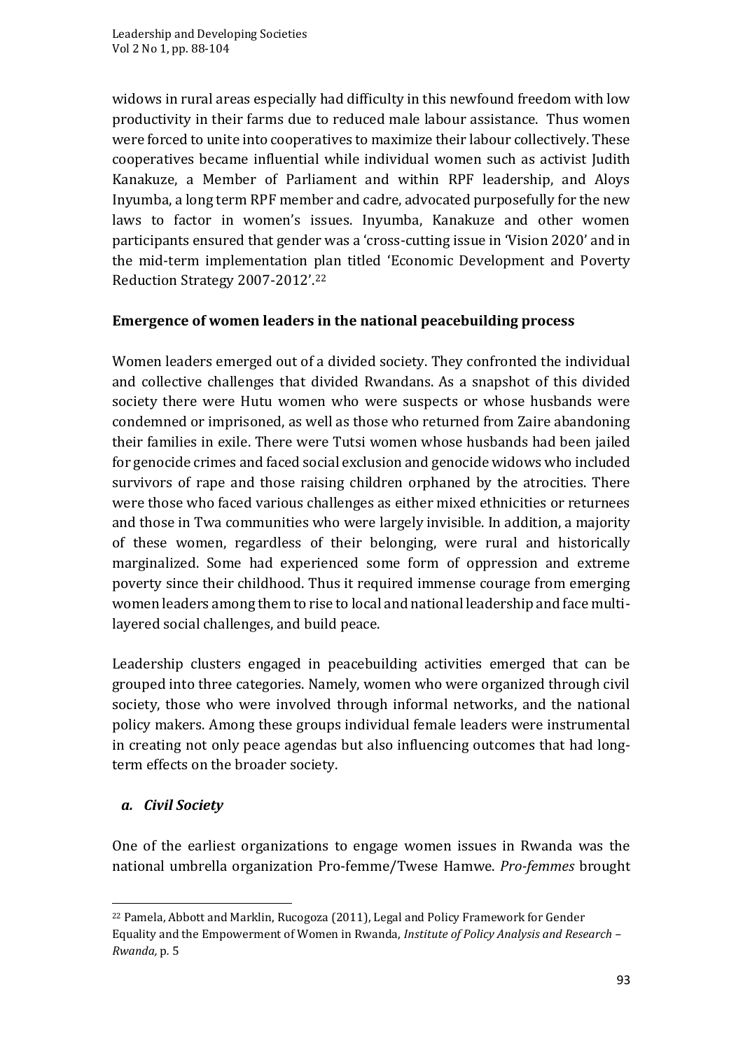widows in rural areas especially had difficulty in this newfound freedom with low productivity in their farms due to reduced male labour assistance. Thus women were forced to unite into cooperatives to maximize their labour collectively. These cooperatives became influential while individual women such as activist Judith Kanakuze, a Member of Parliament and within RPF leadership, and Aloys Inyumba, a long term RPF member and cadre, advocated purposefully for the new laws to factor in women's issues. Inyumba, Kanakuze and other women participants ensured that gender was a 'cross-cutting issue in 'Vision 2020' and in the mid-term implementation plan titled 'Economic Development and Poverty Reduction Strategy 2007-2012'.[22]

## Emergence of women leaders in the national peacebuilding process

Women leaders emerged out of a divided society. They confronted the individual and collective challenges that divided Rwandans. As a snapshot of this divided society there were Hutu women who were suspects or whose husbands were condemned or imprisoned, as well as those who returned from Zaire abandoning their families in exile. There were Tutsi women whose husbands had been jailed for genocide crimes and faced social exclusion and genocide widows who included survivors of rape and those raising children orphaned by the atrocities. There were those who faced various challenges as either mixed ethnicities or returnees and those in Twa communities who were largely invisible. In addition, a majority of these women, regardless of their belonging, were rural and historically marginalized. Some had experienced some form of oppression and extreme poverty since their childhood. Thus it required immense courage from emerging women leaders among them to rise to local and national leadership and face multi-layered social challenges, and build peace.

Leadership clusters engaged in peacebuilding activities emerged that can be grouped into three categories. Namely, women who were organized through civil society, those who were involved through informal networks, and the national policy makers. Among these groups individual female leaders were instrumental in creating not only peace agendas but also influencing outcomes that had long-term effects on the broader society.

### *a. Civil Society*

One of the earliest organizations to engage women issues in Rwanda was the national umbrella organization Pro-femme/Twese Hamwe. *Pro-femmes* brought

---

[22] Pamela, Abbott and Marklin, Rucogoza (2011), Legal and Policy Framework for Gender Equality and the Empowerment of Women in Rwanda, *Institute of Policy Analysis and Research – Rwanda,* p. 5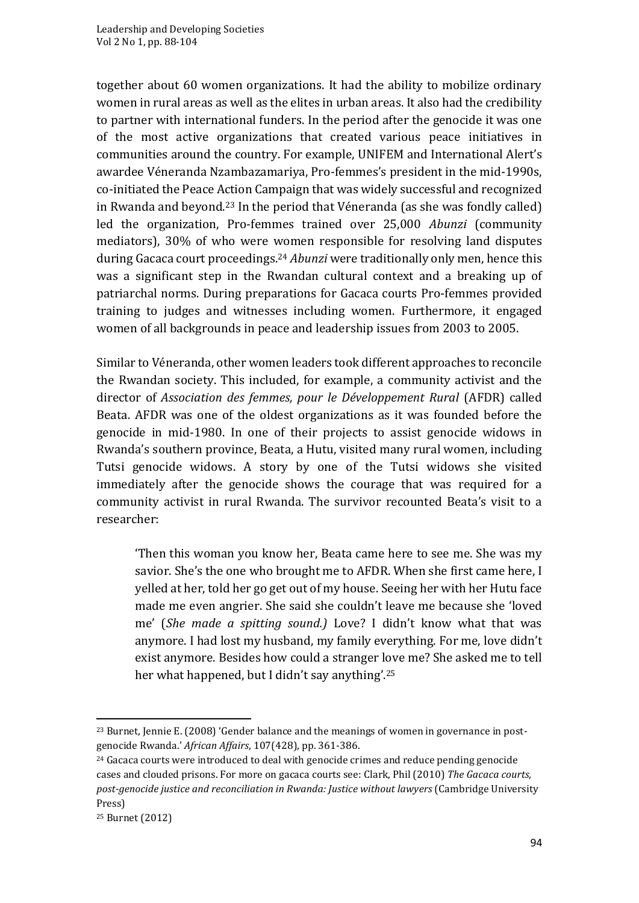together about 60 women organizations. It had the ability to mobilize ordinary women in rural areas as well as the elites in urban areas. It also had the credibility to partner with international funders. In the period after the genocide it was one of the most active organizations that created various peace initiatives in communities around the country. For example, UNIFEM and International Alert's awardee Véneranda Nzambazamariya, Pro-femmes's president in the mid-1990s, co-initiated the Peace Action Campaign that was widely successful and recognized in Rwanda and beyond.[23] In the period that Véneranda (as she was fondly called) led the organization, Pro-femmes trained over 25,000 *Abunzi* (community mediators), 30% of who were women responsible for resolving land disputes during Gacaca court proceedings.[24] *Abunzi* were traditionally only men, hence this was a significant step in the Rwandan cultural context and a breaking up of patriarchal norms. During preparations for Gacaca courts Pro-femmes provided training to judges and witnesses including women. Furthermore, it engaged women of all backgrounds in peace and leadership issues from 2003 to 2005.

Similar to Véneranda, other women leaders took different approaches to reconcile the Rwandan society. This included, for example, a community activist and the director of *Association des femmes, pour le Développement Rural* (AFDR) called Beata. AFDR was one of the oldest organizations as it was founded before the genocide in mid-1980. In one of their projects to assist genocide widows in Rwanda's southern province, Beata, a Hutu, visited many rural women, including Tutsi genocide widows. A story by one of the Tutsi widows she visited immediately after the genocide shows the courage that was required for a community activist in rural Rwanda. The survivor recounted Beata's visit to a researcher:

> 'Then this woman you know her, Beata came here to see me. She was my savior. She's the one who brought me to AFDR. When she first came here, I yelled at her, told her go get out of my house. Seeing her with her Hutu face made me even angrier. She said she couldn't leave me because she 'loved me' (*She made a spitting sound.*) Love? I didn't know what that was anymore. I had lost my husband, my family everything. For me, love didn't exist anymore. Besides how could a stranger love me? She asked me to tell her what happened, but I didn't say anything'.[25]

---

[23] Burnet, Jennie E. (2008) 'Gender balance and the meanings of women in governance in post-genocide Rwanda.' *African Affairs*, 107(428), pp. 361-386.

[24] Gacaca courts were introduced to deal with genocide crimes and reduce pending genocide cases and clouded prisons. For more on gacaca courts see: Clark, Phil (2010) *The Gacaca courts, post-genocide justice and reconciliation in Rwanda: Justice without lawyers* (Cambridge University Press)

[25] Burnet (2012)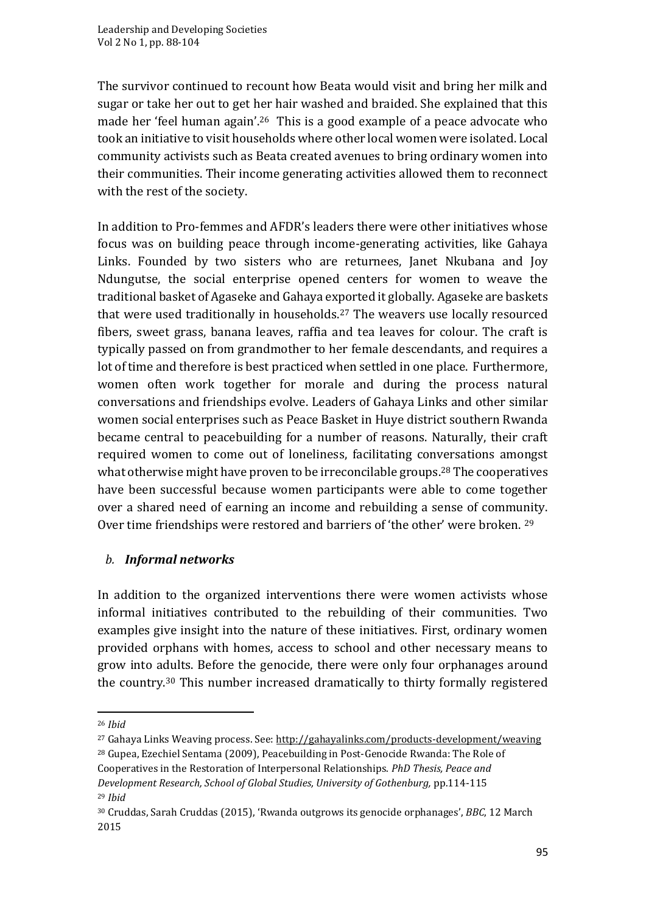The survivor continued to recount how Beata would visit and bring her milk and sugar or take her out to get her hair washed and braided. She explained that this made her 'feel human again'.[26] This is a good example of a peace advocate who took an initiative to visit households where other local women were isolated. Local community activists such as Beata created avenues to bring ordinary women into their communities. Their income generating activities allowed them to reconnect with the rest of the society.

In addition to Pro-femmes and AFDR's leaders there were other initiatives whose focus was on building peace through income-generating activities, like Gahaya Links. Founded by two sisters who are returnees, Janet Nkubana and Joy Ndungutse, the social enterprise opened centers for women to weave the traditional basket of Agaseke and Gahaya exported it globally. Agaseke are baskets that were used traditionally in households.[27] The weavers use locally resourced fibers, sweet grass, banana leaves, raffia and tea leaves for colour. The craft is typically passed on from grandmother to her female descendants, and requires a lot of time and therefore is best practiced when settled in one place. Furthermore, women often work together for morale and during the process natural conversations and friendships evolve. Leaders of Gahaya Links and other similar women social enterprises such as Peace Basket in Huye district southern Rwanda became central to peacebuilding for a number of reasons. Naturally, their craft required women to come out of loneliness, facilitating conversations amongst what otherwise might have proven to be irreconcilable groups.[28] The cooperatives have been successful because women participants were able to come together over a shared need of earning an income and rebuilding a sense of community. Over time friendships were restored and barriers of 'the other' were broken. [29]

## *b. Informal networks*

In addition to the organized interventions there were women activists whose informal initiatives contributed to the rebuilding of their communities. Two examples give insight into the nature of these initiatives. First, ordinary women provided orphans with homes, access to school and other necessary means to grow into adults. Before the genocide, there were only four orphanages around the country.[30] This number increased dramatically to thirty formally registered

---

[26] *Ibid*

[27] Gahaya Links Weaving process. See: http://gahayalinks.com/products-development/weaving

[28] Gupea, Ezechiel Sentama (2009), Peacebuilding in Post-Genocide Rwanda: The Role of Cooperatives in the Restoration of Interpersonal Relationships. *PhD Thesis, Peace and Development Research, School of Global Studies, University of Gothenburg,* pp.114-115

[29] *Ibid*

[30] Cruddas, Sarah Cruddas (2015), 'Rwanda outgrows its genocide orphanages', *BBC*, 12 March 2015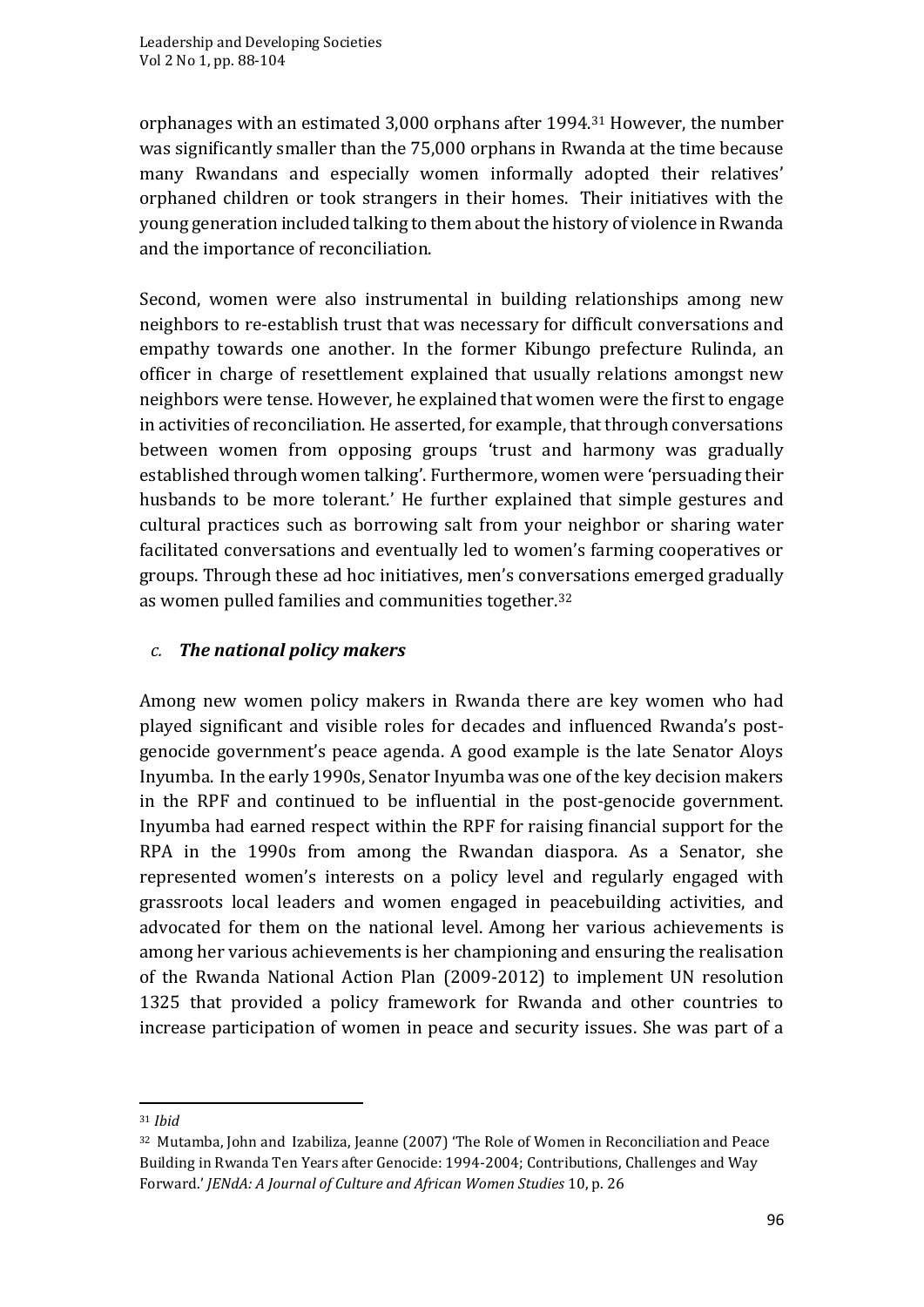orphanages with an estimated 3,000 orphans after 1994.[31] However, the number was significantly smaller than the 75,000 orphans in Rwanda at the time because many Rwandans and especially women informally adopted their relatives' orphaned children or took strangers in their homes. Their initiatives with the young generation included talking to them about the history of violence in Rwanda and the importance of reconciliation.

Second, women were also instrumental in building relationships among new neighbors to re-establish trust that was necessary for difficult conversations and empathy towards one another. In the former Kibungo prefecture Rulinda, an officer in charge of resettlement explained that usually relations amongst new neighbors were tense. However, he explained that women were the first to engage in activities of reconciliation. He asserted, for example, that through conversations between women from opposing groups 'trust and harmony was gradually established through women talking'. Furthermore, women were 'persuading their husbands to be more tolerant.' He further explained that simple gestures and cultural practices such as borrowing salt from your neighbor or sharing water facilitated conversations and eventually led to women's farming cooperatives or groups. Through these ad hoc initiatives, men's conversations emerged gradually as women pulled families and communities together.[32]

### *c. The national policy makers*

Among new women policy makers in Rwanda there are key women who had played significant and visible roles for decades and influenced Rwanda's post-genocide government's peace agenda. A good example is the late Senator Aloys Inyumba. In the early 1990s, Senator Inyumba was one of the key decision makers in the RPF and continued to be influential in the post-genocide government. Inyumba had earned respect within the RPF for raising financial support for the RPA in the 1990s from among the Rwandan diaspora. As a Senator, she represented women's interests on a policy level and regularly engaged with grassroots local leaders and women engaged in peacebuilding activities, and advocated for them on the national level. Among her various achievements is among her various achievements is her championing and ensuring the realisation of the Rwanda National Action Plan (2009-2012) to implement UN resolution 1325 that provided a policy framework for Rwanda and other countries to increase participation of women in peace and security issues. She was part of a

---

[31] *Ibid*

[32] Mutamba, John and Izabiliza, Jeanne (2007) 'The Role of Women in Reconciliation and Peace Building in Rwanda Ten Years after Genocide: 1994-2004; Contributions, Challenges and Way Forward.' *JENdA: A Journal of Culture and African Women Studies* 10, p. 26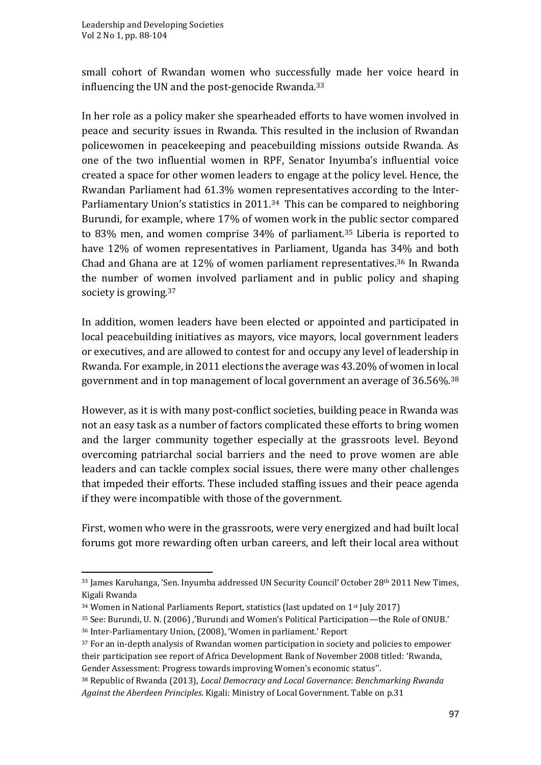small cohort of Rwandan women who successfully made her voice heard in influencing the UN and the post-genocide Rwanda.[33]

In her role as a policy maker she spearheaded efforts to have women involved in peace and security issues in Rwanda. This resulted in the inclusion of Rwandan policewomen in peacekeeping and peacebuilding missions outside Rwanda. As one of the two influential women in RPF, Senator Inyumba's influential voice created a space for other women leaders to engage at the policy level. Hence, the Rwandan Parliament had 61.3% women representatives according to the Inter-Parliamentary Union's statistics in 2011.[34] This can be compared to neighboring Burundi, for example, where 17% of women work in the public sector compared to 83% men, and women comprise 34% of parliament.[35] Liberia is reported to have 12% of women representatives in Parliament, Uganda has 34% and both Chad and Ghana are at 12% of women parliament representatives.[36] In Rwanda the number of women involved parliament and in public policy and shaping society is growing.[37]

In addition, women leaders have been elected or appointed and participated in local peacebuilding initiatives as mayors, vice mayors, local government leaders or executives, and are allowed to contest for and occupy any level of leadership in Rwanda. For example, in 2011 elections the average was 43.20% of women in local government and in top management of local government an average of 36.56%.[38]

However, as it is with many post-conflict societies, building peace in Rwanda was not an easy task as a number of factors complicated these efforts to bring women and the larger community together especially at the grassroots level. Beyond overcoming patriarchal social barriers and the need to prove women are able leaders and can tackle complex social issues, there were many other challenges that impeded their efforts. These included staffing issues and their peace agenda if they were incompatible with those of the government.

First, women who were in the grassroots, were very energized and had built local forums got more rewarding often urban careers, and left their local area without

---

[33] James Karuhanga, 'Sen. Inyumba addressed UN Security Council' October 28th 2011 New Times, Kigali Rwanda

[34] Women in National Parliaments Report, statistics (last updated on 1st July 2017)

[35] See: Burundi, U. N. (2006) ,'Burundi and Women's Political Participation—the Role of ONUB.'

[36] Inter-Parliamentary Union, (2008), 'Women in parliament.' Report

[37] For an in-depth analysis of Rwandan women participation in society and policies to empower their participation see report of Africa Development Bank of November 2008 titled: 'Rwanda, Gender Assessment: Progress towards improving Women's economic status''.

[38] Republic of Rwanda (2013), *Local Democracy and Local Governance*: *Benchmarking Rwanda Against the Aberdeen Principles*. Kigali: Ministry of Local Government. Table on p.31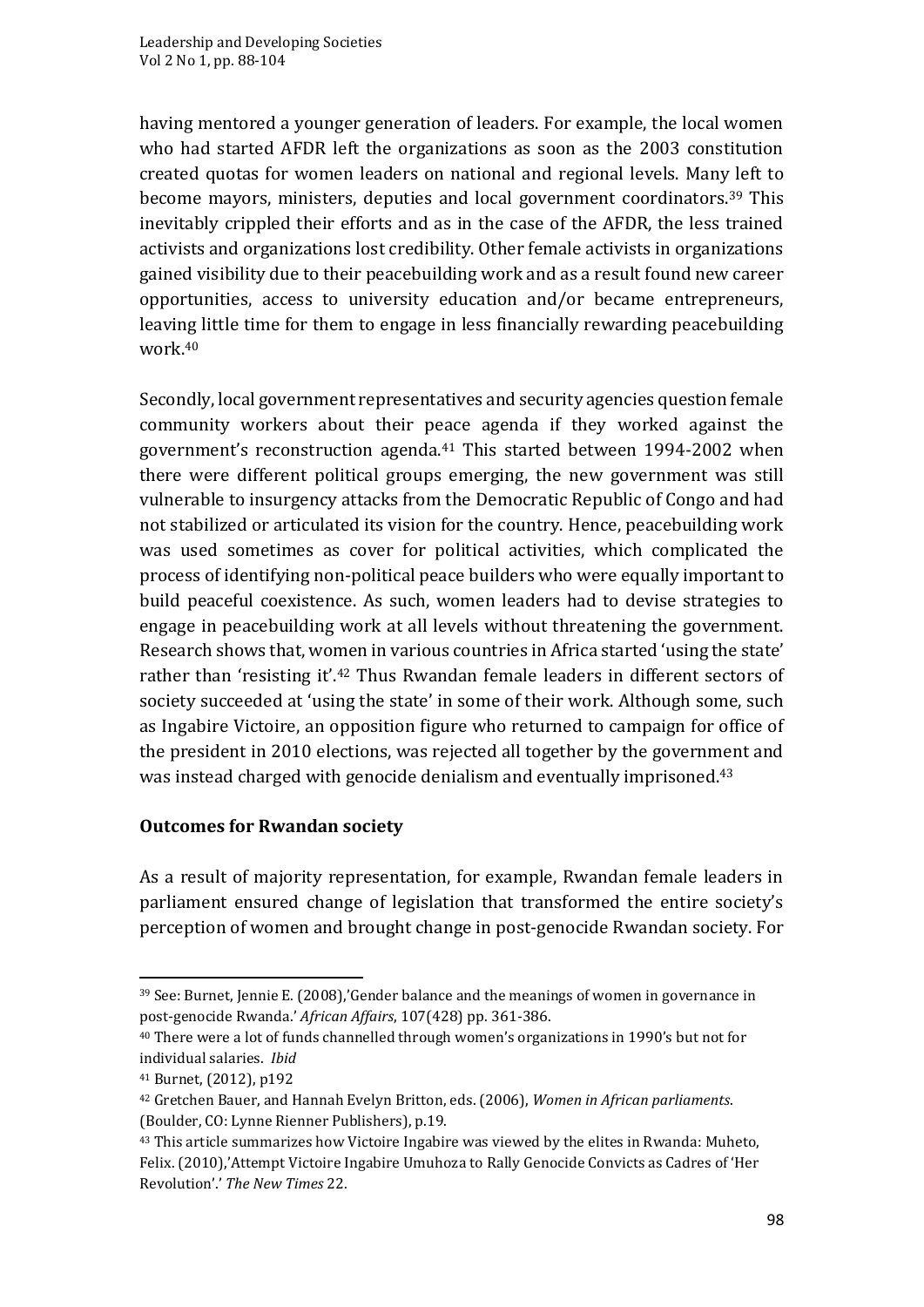having mentored a younger generation of leaders. For example, the local women who had started AFDR left the organizations as soon as the 2003 constitution created quotas for women leaders on national and regional levels. Many left to become mayors, ministers, deputies and local government coordinators.[39] This inevitably crippled their efforts and as in the case of the AFDR, the less trained activists and organizations lost credibility. Other female activists in organizations gained visibility due to their peacebuilding work and as a result found new career opportunities, access to university education and/or became entrepreneurs, leaving little time for them to engage in less financially rewarding peacebuilding work.[40]

Secondly, local government representatives and security agencies question female community workers about their peace agenda if they worked against the government's reconstruction agenda.[41] This started between 1994-2002 when there were different political groups emerging, the new government was still vulnerable to insurgency attacks from the Democratic Republic of Congo and had not stabilized or articulated its vision for the country. Hence, peacebuilding work was used sometimes as cover for political activities, which complicated the process of identifying non-political peace builders who were equally important to build peaceful coexistence. As such, women leaders had to devise strategies to engage in peacebuilding work at all levels without threatening the government. Research shows that, women in various countries in Africa started 'using the state' rather than 'resisting it'.[42] Thus Rwandan female leaders in different sectors of society succeeded at 'using the state' in some of their work. Although some, such as Ingabire Victoire, an opposition figure who returned to campaign for office of the president in 2010 elections, was rejected all together by the government and was instead charged with genocide denialism and eventually imprisoned.[43]

**Outcomes for Rwandan society**

As a result of majority representation, for example, Rwandan female leaders in parliament ensured change of legislation that transformed the entire society's perception of women and brought change in post-genocide Rwandan society. For

---

[39] See: Burnet, Jennie E. (2008),'Gender balance and the meanings of women in governance in post-genocide Rwanda.' *African Affairs*, 107(428) pp. 361-386.

[40] There were a lot of funds channelled through women's organizations in 1990's but not for individual salaries. *Ibid*

[41] Burnet, (2012), p192

[42] Gretchen Bauer, and Hannah Evelyn Britton, eds. (2006), *Women in African parliaments*. (Boulder, CO: Lynne Rienner Publishers), p.19.

[43] This article summarizes how Victoire Ingabire was viewed by the elites in Rwanda: Muheto, Felix. (2010),'Attempt Victoire Ingabire Umuhoza to Rally Genocide Convicts as Cadres of 'Her Revolution'.' *The New Times* 22.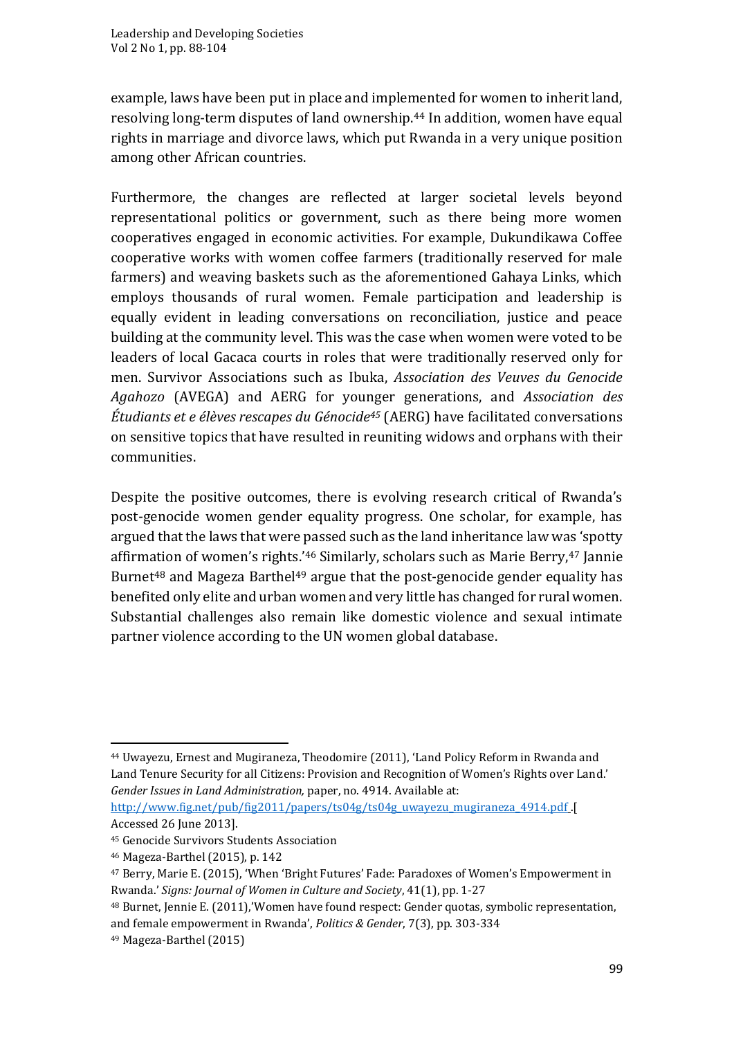example, laws have been put in place and implemented for women to inherit land, resolving long-term disputes of land ownership.[44] In addition, women have equal rights in marriage and divorce laws, which put Rwanda in a very unique position among other African countries.

Furthermore, the changes are reflected at larger societal levels beyond representational politics or government, such as there being more women cooperatives engaged in economic activities. For example, Dukundikawa Coffee cooperative works with women coffee farmers (traditionally reserved for male farmers) and weaving baskets such as the aforementioned Gahaya Links, which employs thousands of rural women. Female participation and leadership is equally evident in leading conversations on reconciliation, justice and peace building at the community level. This was the case when women were voted to be leaders of local Gacaca courts in roles that were traditionally reserved only for men. Survivor Associations such as Ibuka, *Association des Veuves du Genocide Agahozo* (AVEGA) and AERG for younger generations, and *Association des Étudiants et e élèves rescapes du Génocide*[45] (AERG) have facilitated conversations on sensitive topics that have resulted in reuniting widows and orphans with their communities.

Despite the positive outcomes, there is evolving research critical of Rwanda's post-genocide women gender equality progress. One scholar, for example, has argued that the laws that were passed such as the land inheritance law was 'spotty affirmation of women's rights.'[46] Similarly, scholars such as Marie Berry,[47] Jannie Burnet[48] and Mageza Barthel[49] argue that the post-genocide gender equality has benefited only elite and urban women and very little has changed for rural women. Substantial challenges also remain like domestic violence and sexual intimate partner violence according to the UN women global database.

---

[44] Uwayezu, Ernest and Mugiraneza, Theodomire (2011), 'Land Policy Reform in Rwanda and Land Tenure Security for all Citizens: Provision and Recognition of Women's Rights over Land.' *Gender Issues in Land Administration,* paper, no. 4914. Available at: http://www.fig.net/pub/fig2011/papers/ts04g/ts04g_uwayezu_mugiraneza_4914.pdf .[ Accessed 26 June 2013].

[45] Genocide Survivors Students Association

[46] Mageza-Barthel (2015), p. 142

[47] Berry, Marie E. (2015), 'When 'Bright Futures' Fade: Paradoxes of Women's Empowerment in Rwanda.' *Signs: Journal of Women in Culture and Society*, 41(1), pp. 1-27

[48] Burnet, Jennie E. (2011),'Women have found respect: Gender quotas, symbolic representation, and female empowerment in Rwanda', *Politics & Gender*, 7(3), pp. 303-334

[49] Mageza-Barthel (2015)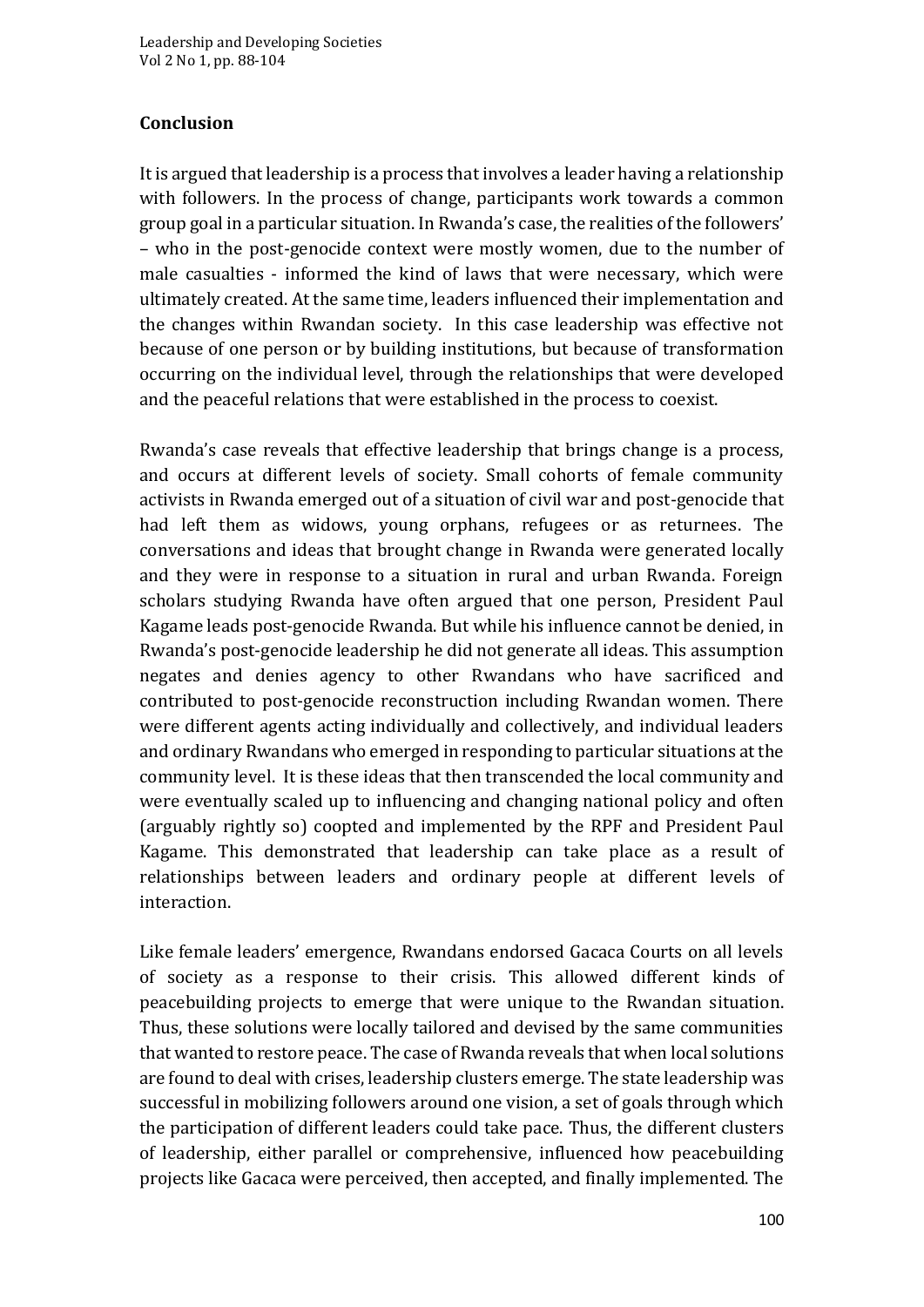## Conclusion

It is argued that leadership is a process that involves a leader having a relationship with followers. In the process of change, participants work towards a common group goal in a particular situation. In Rwanda's case, the realities of the followers' – who in the post-genocide context were mostly women, due to the number of male casualties - informed the kind of laws that were necessary, which were ultimately created. At the same time, leaders influenced their implementation and the changes within Rwandan society. In this case leadership was effective not because of one person or by building institutions, but because of transformation occurring on the individual level, through the relationships that were developed and the peaceful relations that were established in the process to coexist.

Rwanda's case reveals that effective leadership that brings change is a process, and occurs at different levels of society. Small cohorts of female community activists in Rwanda emerged out of a situation of civil war and post-genocide that had left them as widows, young orphans, refugees or as returnees. The conversations and ideas that brought change in Rwanda were generated locally and they were in response to a situation in rural and urban Rwanda. Foreign scholars studying Rwanda have often argued that one person, President Paul Kagame leads post-genocide Rwanda. But while his influence cannot be denied, in Rwanda's post-genocide leadership he did not generate all ideas. This assumption negates and denies agency to other Rwandans who have sacrificed and contributed to post-genocide reconstruction including Rwandan women. There were different agents acting individually and collectively, and individual leaders and ordinary Rwandans who emerged in responding to particular situations at the community level. It is these ideas that then transcended the local community and were eventually scaled up to influencing and changing national policy and often (arguably rightly so) coopted and implemented by the RPF and President Paul Kagame. This demonstrated that leadership can take place as a result of relationships between leaders and ordinary people at different levels of interaction.

Like female leaders' emergence, Rwandans endorsed Gacaca Courts on all levels of society as a response to their crisis. This allowed different kinds of peacebuilding projects to emerge that were unique to the Rwandan situation. Thus, these solutions were locally tailored and devised by the same communities that wanted to restore peace. The case of Rwanda reveals that when local solutions are found to deal with crises, leadership clusters emerge. The state leadership was successful in mobilizing followers around one vision, a set of goals through which the participation of different leaders could take pace. Thus, the different clusters of leadership, either parallel or comprehensive, influenced how peacebuilding projects like Gacaca were perceived, then accepted, and finally implemented. The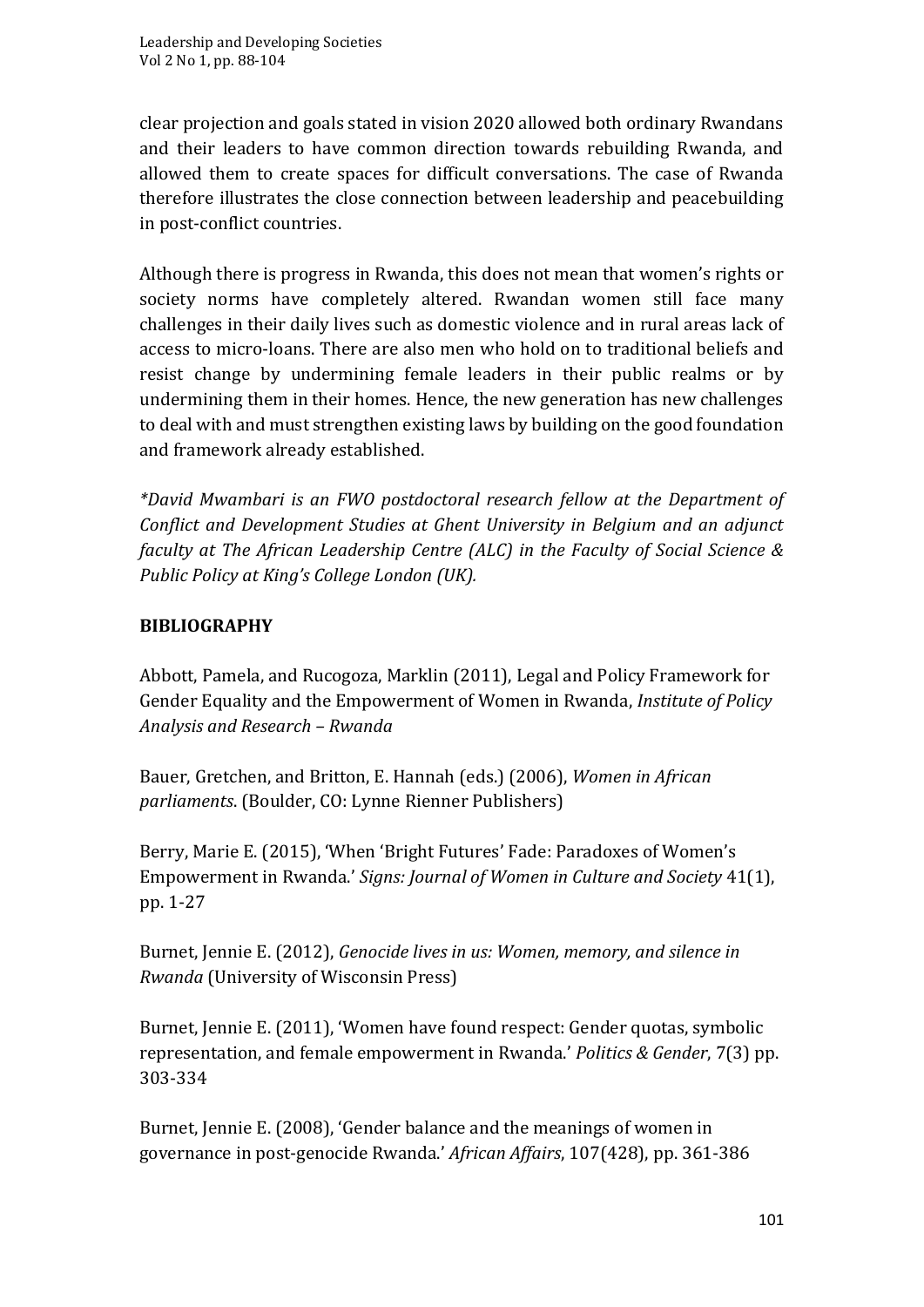clear projection and goals stated in vision 2020 allowed both ordinary Rwandans and their leaders to have common direction towards rebuilding Rwanda, and allowed them to create spaces for difficult conversations. The case of Rwanda therefore illustrates the close connection between leadership and peacebuilding in post-conflict countries.

Although there is progress in Rwanda, this does not mean that women's rights or society norms have completely altered. Rwandan women still face many challenges in their daily lives such as domestic violence and in rural areas lack of access to micro-loans. There are also men who hold on to traditional beliefs and resist change by undermining female leaders in their public realms or by undermining them in their homes. Hence, the new generation has new challenges to deal with and must strengthen existing laws by building on the good foundation and framework already established.

*\*David Mwambari is an FWO postdoctoral research fellow at the Department of Conflict and Development Studies at Ghent University in Belgium and an adjunct faculty at The African Leadership Centre (ALC) in the Faculty of Social Science & Public Policy at King's College London (UK).*

## BIBLIOGRAPHY

Abbott, Pamela, and Rucogoza, Marklin (2011), Legal and Policy Framework for Gender Equality and the Empowerment of Women in Rwanda, *Institute of Policy Analysis and Research – Rwanda*

Bauer, Gretchen, and Britton, E. Hannah (eds.) (2006), *Women in African parliaments*. (Boulder, CO: Lynne Rienner Publishers)

Berry, Marie E. (2015), 'When 'Bright Futures' Fade: Paradoxes of Women's Empowerment in Rwanda.' *Signs: Journal of Women in Culture and Society* 41(1), pp. 1-27

Burnet, Jennie E. (2012), *Genocide lives in us: Women, memory, and silence in Rwanda* (University of Wisconsin Press)

Burnet, Jennie E. (2011), 'Women have found respect: Gender quotas, symbolic representation, and female empowerment in Rwanda.' *Politics & Gender*, 7(3) pp. 303-334

Burnet, Jennie E. (2008), 'Gender balance and the meanings of women in governance in post-genocide Rwanda.' *African Affairs*, 107(428), pp. 361-386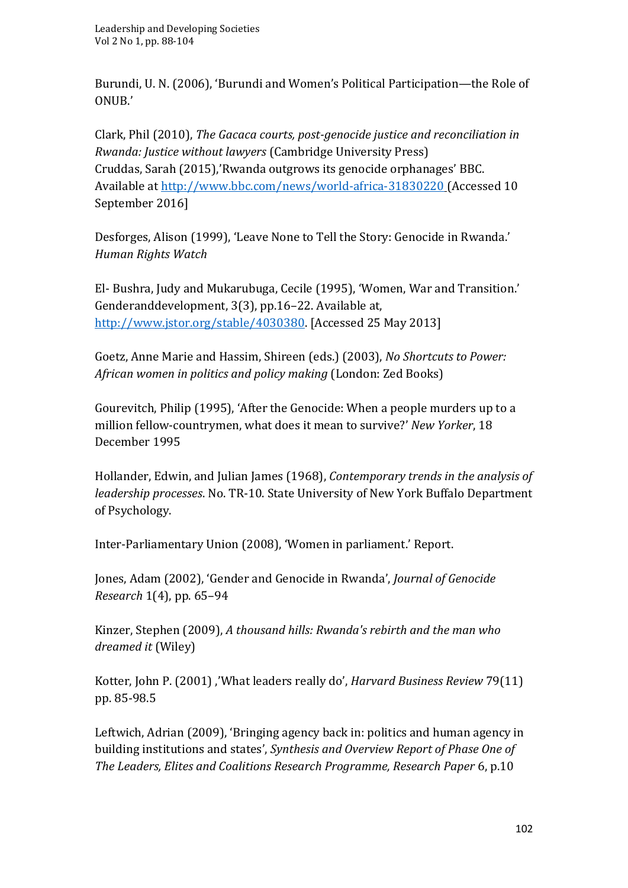Burundi, U. N. (2006), 'Burundi and Women's Political Participation—the Role of ONUB.'

Clark, Phil (2010), *The Gacaca courts, post-genocide justice and reconciliation in Rwanda: Justice without lawyers* (Cambridge University Press)
Cruddas, Sarah (2015),'Rwanda outgrows its genocide orphanages' BBC. Available at http://www.bbc.com/news/world-africa-31830220 (Accessed 10 September 2016]

Desforges, Alison (1999), 'Leave None to Tell the Story: Genocide in Rwanda.' *Human Rights Watch*

El- Bushra, Judy and Mukarubuga, Cecile (1995), 'Women, War and Transition.' Genderanddevelopment, 3(3), pp.16–22. Available at, http://www.jstor.org/stable/4030380. [Accessed 25 May 2013]

Goetz, Anne Marie and Hassim, Shireen (eds.) (2003), *No Shortcuts to Power: African women in politics and policy making* (London: Zed Books)

Gourevitch, Philip (1995), 'After the Genocide: When a people murders up to a million fellow-countrymen, what does it mean to survive?' *New Yorker*, 18 December 1995

Hollander, Edwin, and Julian James (1968), *Contemporary trends in the analysis of leadership processes*. No. TR-10. State University of New York Buffalo Department of Psychology.

Inter-Parliamentary Union (2008), 'Women in parliament.' Report.

Jones, Adam (2002), 'Gender and Genocide in Rwanda', *Journal of Genocide Research* 1(4), pp. 65–94

Kinzer, Stephen (2009), *A thousand hills: Rwanda's rebirth and the man who dreamed it* (Wiley)

Kotter, John P. (2001) ,'What leaders really do', *Harvard Business Review* 79(11) pp. 85-98.5

Leftwich, Adrian (2009), 'Bringing agency back in: politics and human agency in building institutions and states', *Synthesis and Overview Report of Phase One of The Leaders, Elites and Coalitions Research Programme, Research Paper* 6, p.10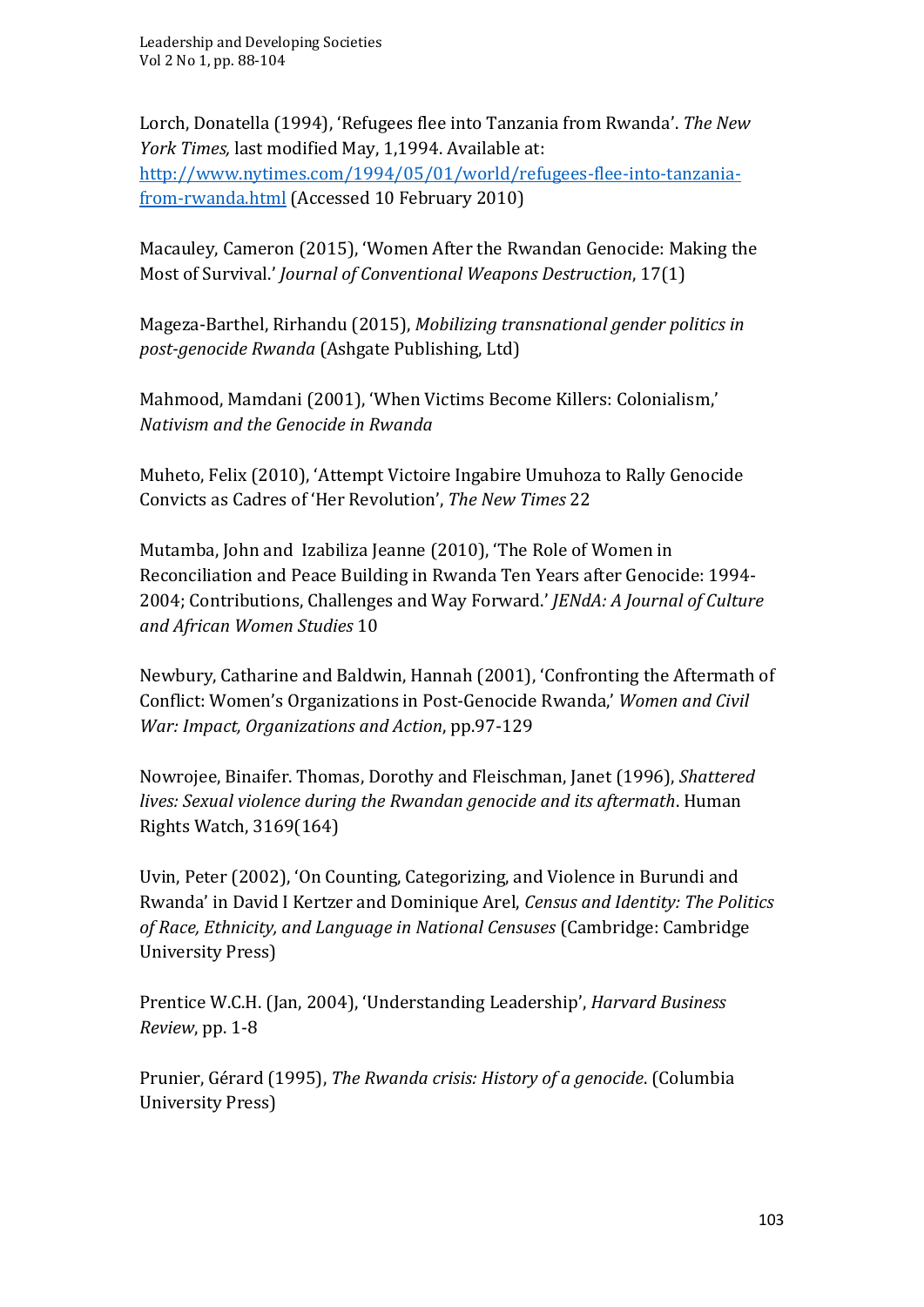Lorch, Donatella (1994), 'Refugees flee into Tanzania from Rwanda'. *The New York Times,* last modified May, 1,1994. Available at: [http://www.nytimes.com/1994/05/01/world/refugees-flee-into-tanzania-from-rwanda.html](http://www.nytimes.com/1994/05/01/world/refugees-flee-into-tanzania-from-rwanda.html) (Accessed 10 February 2010)

Macauley, Cameron (2015), 'Women After the Rwandan Genocide: Making the Most of Survival.' *Journal of Conventional Weapons Destruction*, 17(1)

Mageza-Barthel, Rirhandu (2015), *Mobilizing transnational gender politics in post-genocide Rwanda* (Ashgate Publishing, Ltd)

Mahmood, Mamdani (2001), 'When Victims Become Killers: Colonialism,' *Nativism and the Genocide in Rwanda*

Muheto, Felix (2010), 'Attempt Victoire Ingabire Umuhoza to Rally Genocide Convicts as Cadres of 'Her Revolution', *The New Times* 22

Mutamba, John and Izabiliza Jeanne (2010), 'The Role of Women in Reconciliation and Peace Building in Rwanda Ten Years after Genocide: 1994-2004; Contributions, Challenges and Way Forward.' *JENdA: A Journal of Culture and African Women Studies* 10

Newbury, Catharine and Baldwin, Hannah (2001), 'Confronting the Aftermath of Conflict: Women's Organizations in Post-Genocide Rwanda,' *Women and Civil War: Impact, Organizations and Action*, pp.97-129

Nowrojee, Binaifer. Thomas, Dorothy and Fleischman, Janet (1996), *Shattered lives: Sexual violence during the Rwandan genocide and its aftermath*. Human Rights Watch, 3169(164)

Uvin, Peter (2002), 'On Counting, Categorizing, and Violence in Burundi and Rwanda' in David I Kertzer and Dominique Arel, *Census and Identity: The Politics of Race, Ethnicity, and Language in National Censuses* (Cambridge: Cambridge University Press)

Prentice W.C.H. (Jan, 2004), 'Understanding Leadership', *Harvard Business Review*, pp. 1-8

Prunier, Gérard (1995), *The Rwanda crisis: History of a genocide*. (Columbia University Press)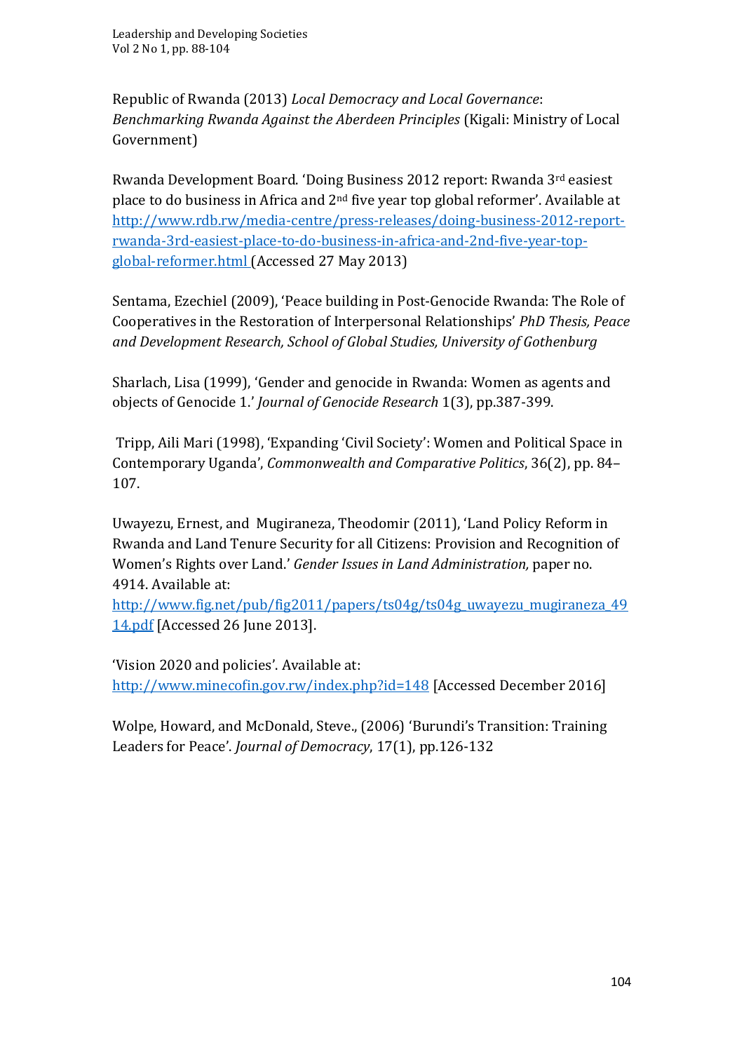Republic of Rwanda (2013) *Local Democracy and Local Governance*: *Benchmarking Rwanda Against the Aberdeen Principles* (Kigali: Ministry of Local Government)

Rwanda Development Board. 'Doing Business 2012 report: Rwanda 3rd easiest place to do business in Africa and 2nd five year top global reformer'. Available at http://www.rdb.rw/media-centre/press-releases/doing-business-2012-report-rwanda-3rd-easiest-place-to-do-business-in-africa-and-2nd-five-year-top-global-reformer.html (Accessed 27 May 2013)

Sentama, Ezechiel (2009), 'Peace building in Post-Genocide Rwanda: The Role of Cooperatives in the Restoration of Interpersonal Relationships' *PhD Thesis, Peace and Development Research, School of Global Studies, University of Gothenburg*

Sharlach, Lisa (1999), 'Gender and genocide in Rwanda: Women as agents and objects of Genocide 1.' *Journal of Genocide Research* 1(3), pp.387-399.

Tripp, Aili Mari (1998), 'Expanding 'Civil Society': Women and Political Space in Contemporary Uganda', *Commonwealth and Comparative Politics*, 36(2), pp. 84–107.

Uwayezu, Ernest, and Mugiraneza, Theodomir (2011), 'Land Policy Reform in Rwanda and Land Tenure Security for all Citizens: Provision and Recognition of Women's Rights over Land.' *Gender Issues in Land Administration,* paper no. 4914. Available at: http://www.fig.net/pub/fig2011/papers/ts04g/ts04g_uwayezu_mugiraneza_4914.pdf [Accessed 26 June 2013].

'Vision 2020 and policies'. Available at: http://www.minecofin.gov.rw/index.php?id=148 [Accessed December 2016]

Wolpe, Howard, and McDonald, Steve., (2006) 'Burundi's Transition: Training Leaders for Peace'. *Journal of Democracy*, 17(1), pp.126-132